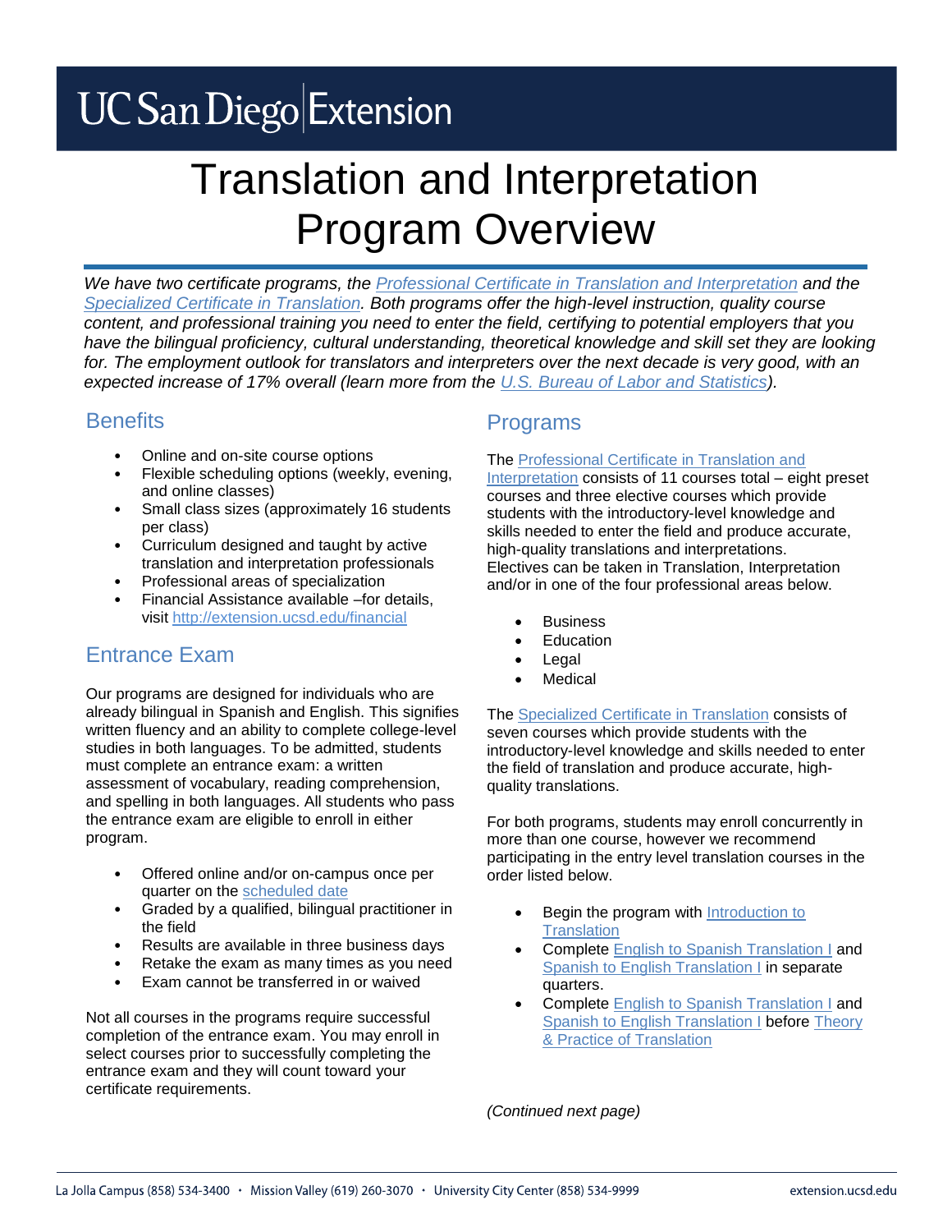# UC San Diego Extension

# Translation and Interpretation Program Overview

*We have two certificate programs, the Professional Certificate in Translation and Interpretation and the Specialized Certificate in Translation. Both programs offer the high-level instruction, quality course content, and professional training you need to enter the field, certifying to potential employers that you have the bilingual proficiency, cultural understanding, theoretical knowledge and skill set they are looking for. The employment outlook for translators and interpreters over the next decade is very good, with an expected increase of 17% overall (learn more from the U.S. Bureau of Labor and Statistics).*

## Benefits

- Online and on-site course options
- Flexible scheduling options (weekly, evening, and online classes)
- Small class sizes (approximately 16 students per class)
- Curriculum designed and taught by active translation and interpretation professionals
- Professional areas of specialization
- Financial Assistance available –for details, visit http://extension.ucsd.edu/financial

## Entrance Exam

Our programs are designed for individuals who are already bilingual in Spanish and English. This signifies written fluency and an ability to complete college-level studies in both languages. To be admitted, students must complete an entrance exam: a written assessment of vocabulary, reading comprehension, and spelling in both languages. All students who pass the entrance exam are eligible to enroll in either program.

- Offered online and/or on-campus once per quarter on the scheduled date
- Graded by a qualified, bilingual practitioner in the field
- Results are available in three business days
- Retake the exam as many times as you need
- Exam cannot be transferred in or waived

Not all courses in the programs require successful completion of the entrance exam. You may enroll in select courses prior to successfully completing the entrance exam and they will count toward your certificate requirements.

## Programs

The Professional Certificate in Translation and Interpretation consists of 11 courses total – eight preset courses and three elective courses which provide students with the introductory-level knowledge and skills needed to enter the field and produce accurate, high-quality translations and interpretations. Electives can be taken in Translation, Interpretation and/or in one of the four professional areas below.

- Business
- Education
- Legal
- Medical

The Specialized Certificate in Translation consists of seven courses which provide students with the introductory-level knowledge and skills needed to enter the field of translation and produce accurate, high-quality translations.

For both programs, students may enroll concurrently in more than one course, however we recommend participating in the entry level translation courses in the order listed below.

- Begin the program with Introduction to Translation
- Complete English to Spanish Translation I and Spanish to English Translation I in separate quarters.
- Complete English to Spanish Translation I and Spanish to English Translation I before Theory & Practice of Translation

*(Continued next page)*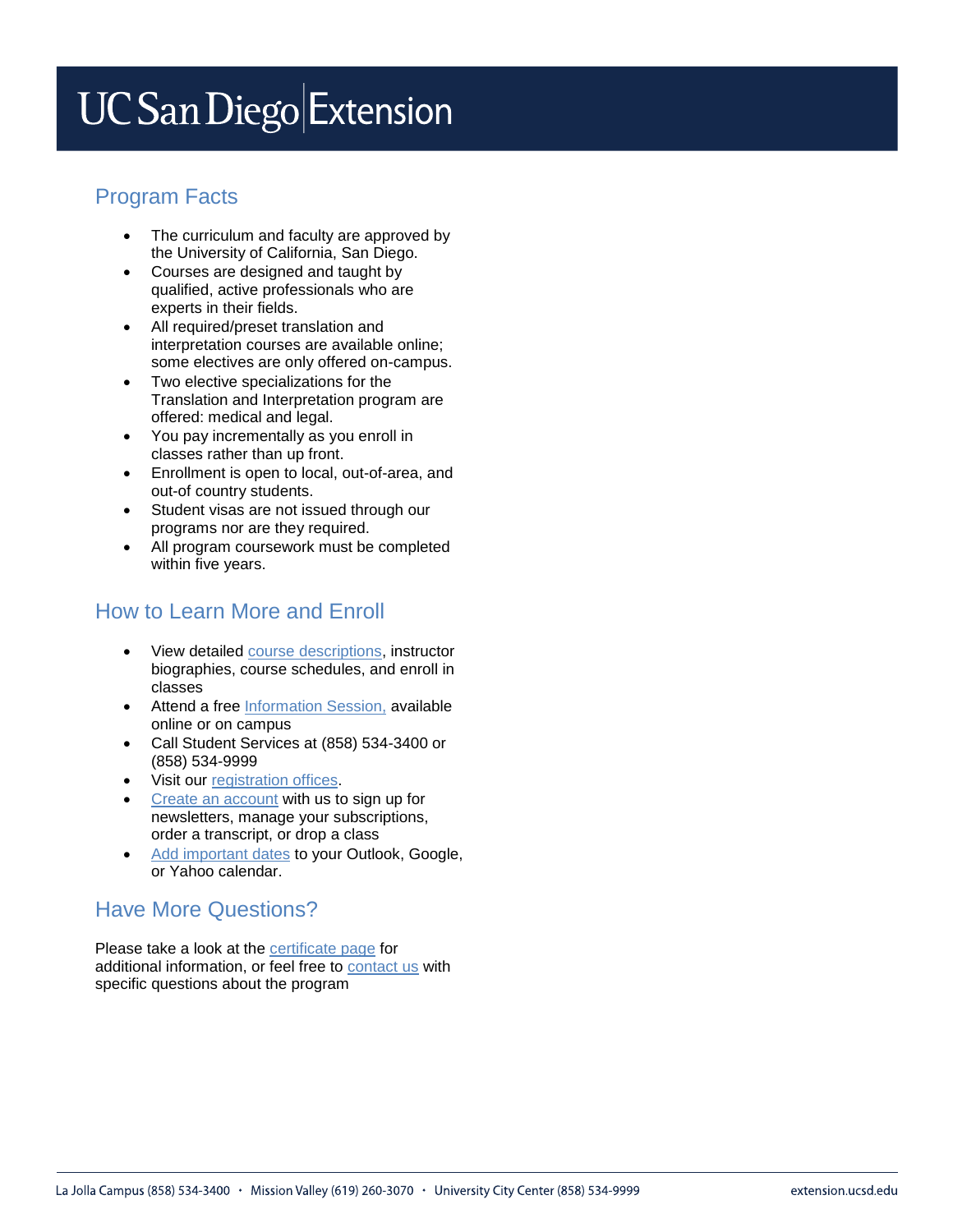# UC San Diego Extension

## Program Facts

- The curriculum and faculty are approved by the University of California, San Diego.
- Courses are designed and taught by qualified, active professionals who are experts in their fields.
- All required/preset translation and interpretation courses are available online; some electives are only offered on-campus.
- Two elective specializations for the Translation and Interpretation program are offered: medical and legal.
- You pay incrementally as you enroll in classes rather than up front.
- Enrollment is open to local, out-of-area, and out-of country students.
- Student visas are not issued through our programs nor are they required.
- All program coursework must be completed within five years.

## How to Learn More and Enroll

- View detailed course descriptions, instructor biographies, course schedules, and enroll in classes
- Attend a free Information Session, available online or on campus
- Call Student Services at (858) 534-3400 or (858) 534-9999
- Visit our registration offices.
- Create an account with us to sign up for newsletters, manage your subscriptions, order a transcript, or drop a class
- Add important dates to your Outlook, Google, or Yahoo calendar.

## Have More Questions?

Please take a look at the certificate page for additional information, or feel free to contact us with specific questions about the program

La Jolla Campus (858) 534-3400 · Mission Valley (619) 260-3070 · University City Center (858) 534-9999    extension.ucsd.edu